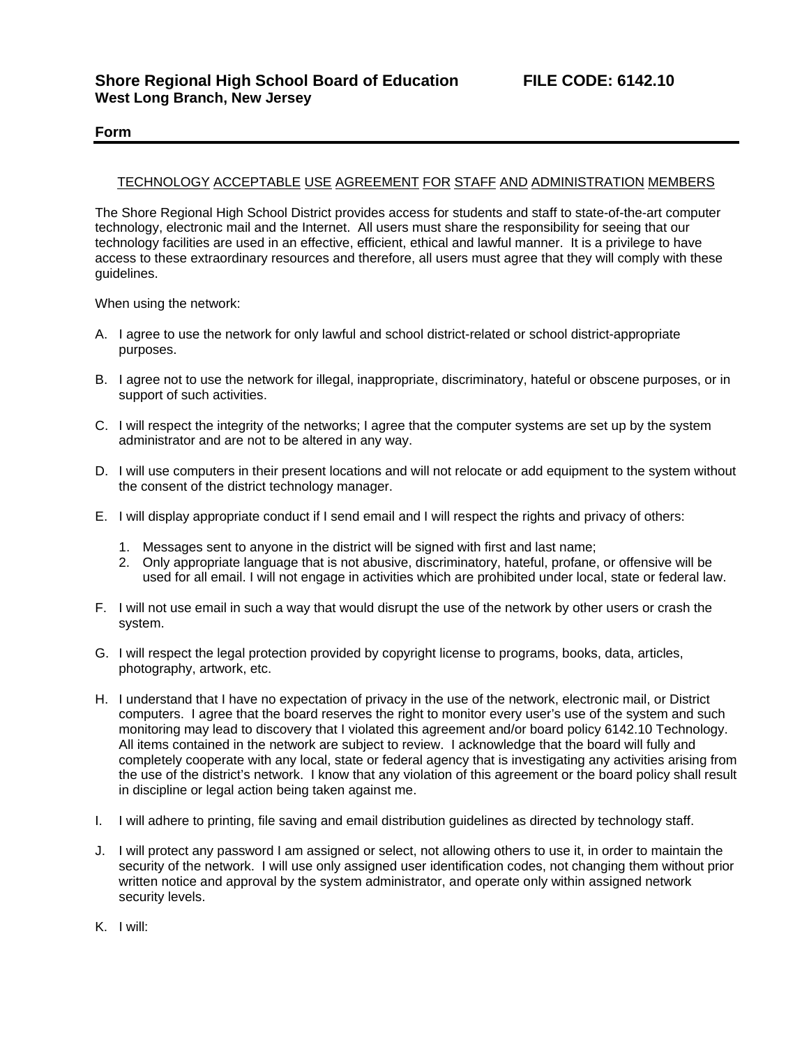**Shore Regional High School Board of Education** **FILE CODE: 6142.10**
**West Long Branch, New Jersey**

**Form**

---

TECHNOLOGY ACCEPTABLE USE AGREEMENT FOR STAFF AND ADMINISTRATION MEMBERS

The Shore Regional High School District provides access for students and staff to state-of-the-art computer technology, electronic mail and the Internet. All users must share the responsibility for seeing that our technology facilities are used in an effective, efficient, ethical and lawful manner. It is a privilege to have access to these extraordinary resources and therefore, all users must agree that they will comply with these guidelines.

When using the network:

A. I agree to use the network for only lawful and school district-related or school district-appropriate purposes.

B. I agree not to use the network for illegal, inappropriate, discriminatory, hateful or obscene purposes, or in support of such activities.

C. I will respect the integrity of the networks; I agree that the computer systems are set up by the system administrator and are not to be altered in any way.

D. I will use computers in their present locations and will not relocate or add equipment to the system without the consent of the district technology manager.

E. I will display appropriate conduct if I send email and I will respect the rights and privacy of others:

   1. Messages sent to anyone in the district will be signed with first and last name;
   2. Only appropriate language that is not abusive, discriminatory, hateful, profane, or offensive will be used for all email. I will not engage in activities which are prohibited under local, state or federal law.

F. I will not use email in such a way that would disrupt the use of the network by other users or crash the system.

G. I will respect the legal protection provided by copyright license to programs, books, data, articles, photography, artwork, etc.

H. I understand that I have no expectation of privacy in the use of the network, electronic mail, or District computers. I agree that the board reserves the right to monitor every user's use of the system and such monitoring may lead to discovery that I violated this agreement and/or board policy 6142.10 Technology. All items contained in the network are subject to review. I acknowledge that the board will fully and completely cooperate with any local, state or federal agency that is investigating any activities arising from the use of the district's network. I know that any violation of this agreement or the board policy shall result in discipline or legal action being taken against me.

I. I will adhere to printing, file saving and email distribution guidelines as directed by technology staff.

J. I will protect any password I am assigned or select, not allowing others to use it, in order to maintain the security of the network. I will use only assigned user identification codes, not changing them without prior written notice and approval by the system administrator, and operate only within assigned network security levels.

K. I will: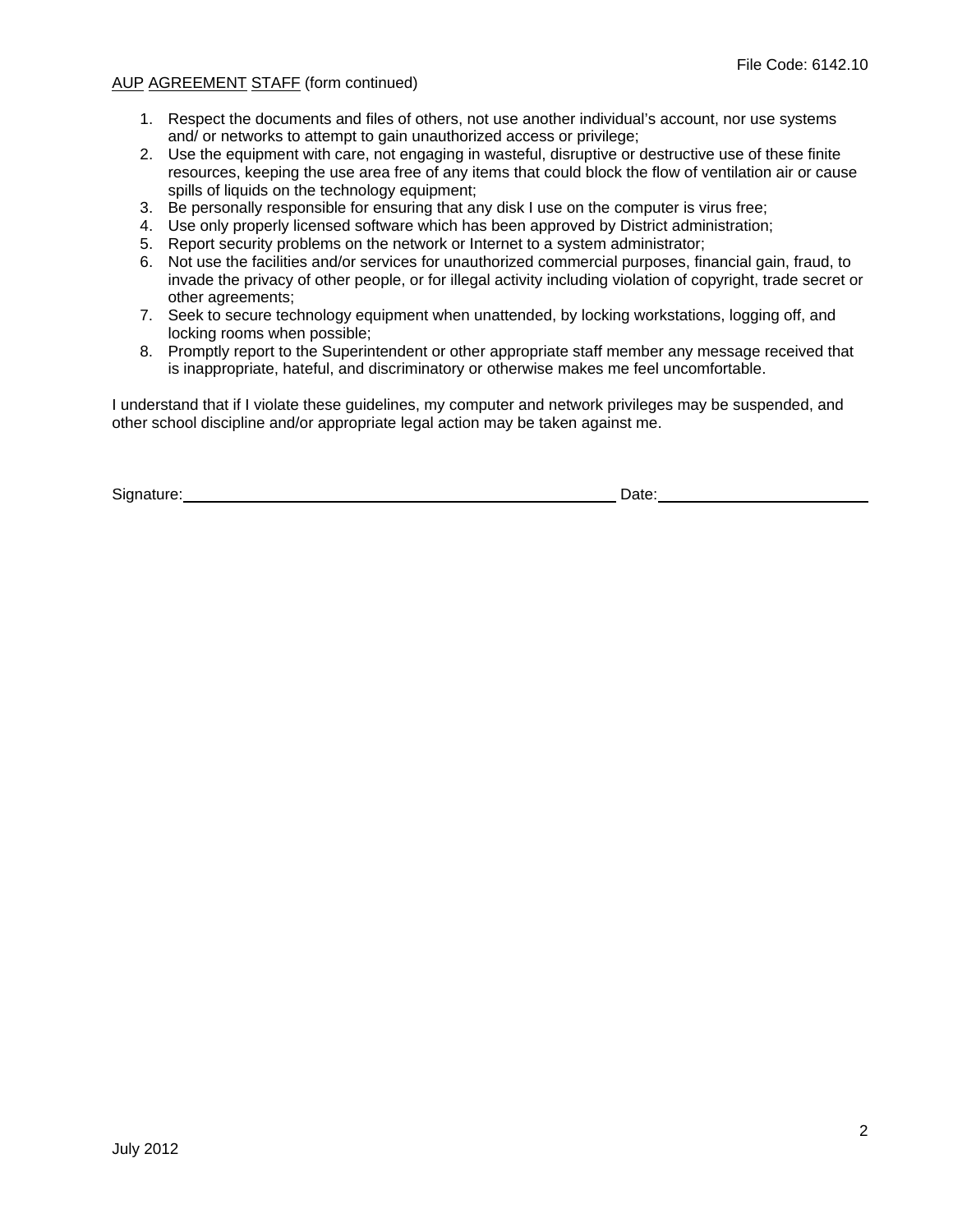AUP AGREEMENT STAFF (form continued)

1. Respect the documents and files of others, not use another individual's account, nor use systems and/ or networks to attempt to gain unauthorized access or privilege;
2. Use the equipment with care, not engaging in wasteful, disruptive or destructive use of these finite resources, keeping the use area free of any items that could block the flow of ventilation air or cause spills of liquids on the technology equipment;
3. Be personally responsible for ensuring that any disk I use on the computer is virus free;
4. Use only properly licensed software which has been approved by District administration;
5. Report security problems on the network or Internet to a system administrator;
6. Not use the facilities and/or services for unauthorized commercial purposes, financial gain, fraud, to invade the privacy of other people, or for illegal activity including violation of copyright, trade secret or other agreements;
7. Seek to secure technology equipment when unattended, by locking workstations, logging off, and locking rooms when possible;
8. Promptly report to the Superintendent or other appropriate staff member any message received that is inappropriate, hateful, and discriminatory or otherwise makes me feel uncomfortable.

I understand that if I violate these guidelines, my computer and network privileges may be suspended, and other school discipline and/or appropriate legal action may be taken against me.

Signature:\_\_\_\_\_\_\_\_\_\_\_\_\_\_\_\_\_\_\_\_\_\_\_\_\_\_\_\_\_\_\_\_\_\_\_\_\_\_\_\_\_\_\_\_ Date:\_\_\_\_\_\_\_\_\_\_\_\_\_\_\_\_\_\_\_\_\_\_